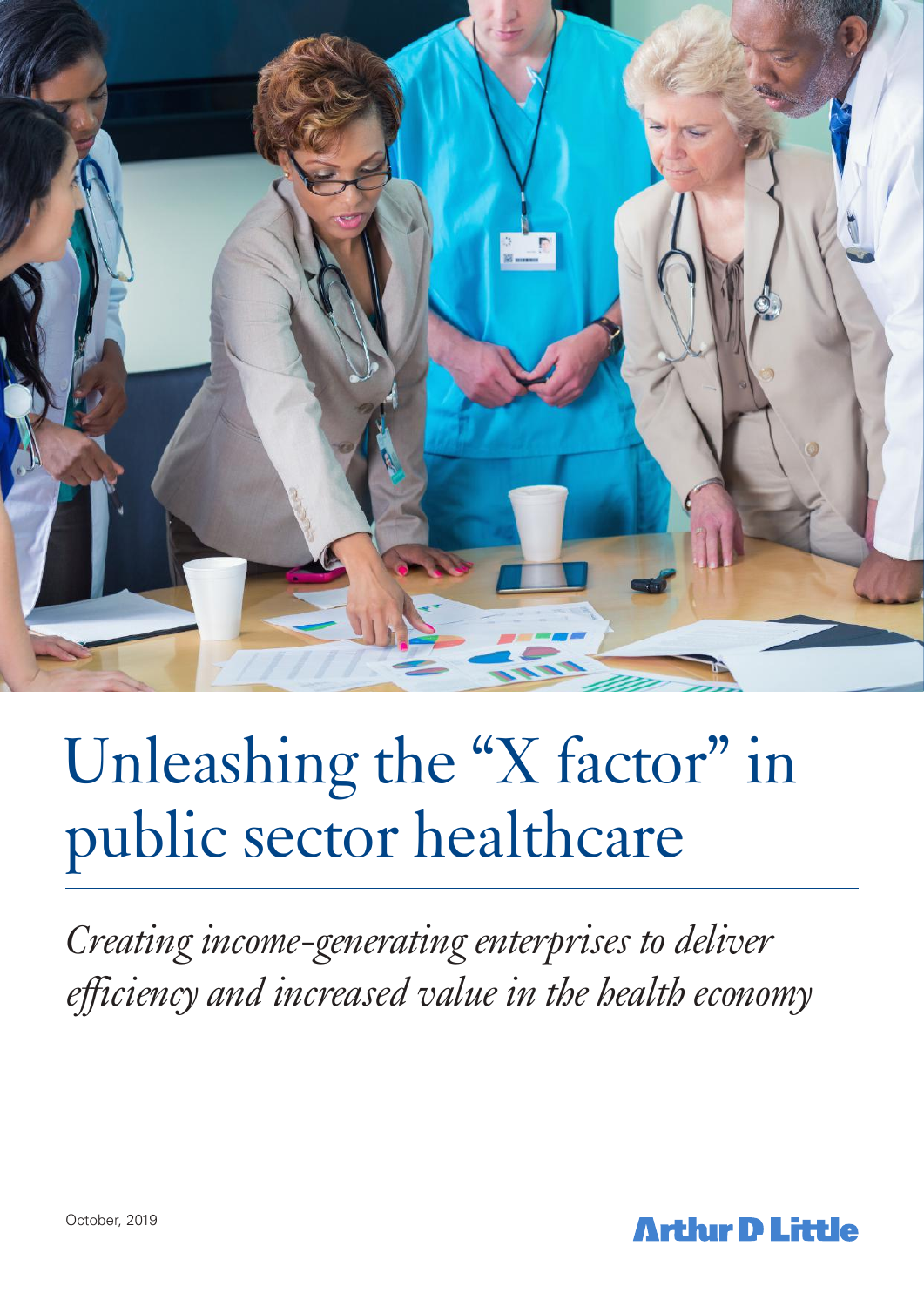# Unleashing the "X factor" in public sector healthcare

*Creating income-generating enterprises to deliver efficiency and increased value in the health economy*

October, 2019

Arthur D Little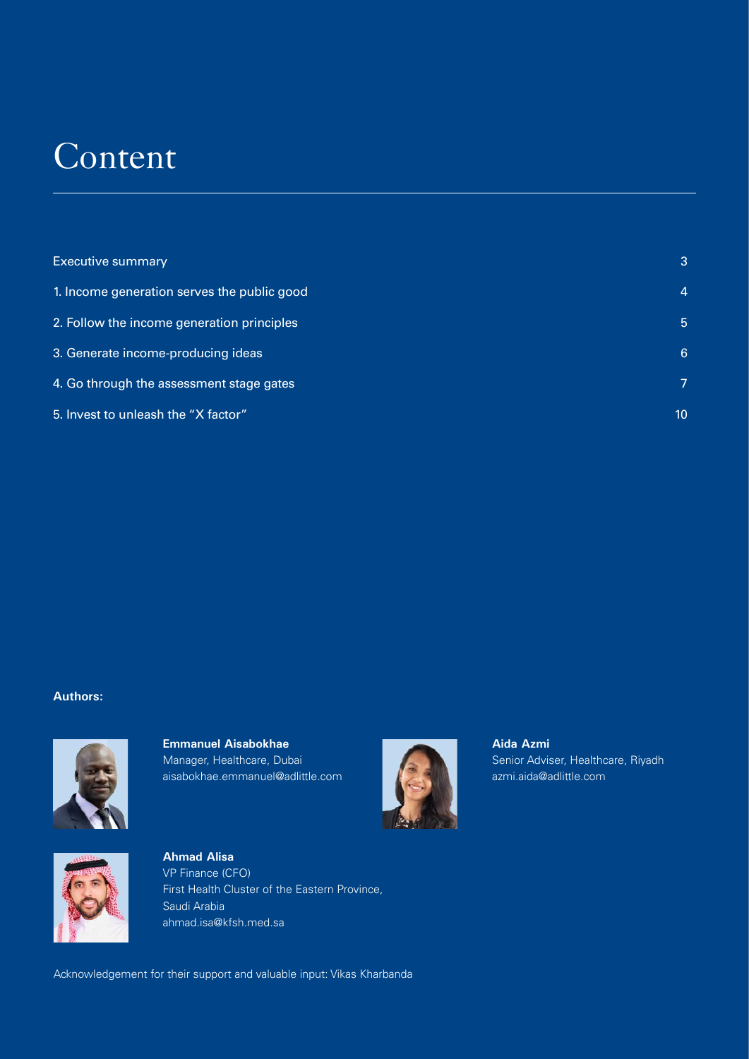# Content

| | |
|---|---|
| Executive summary | 3 |
| 1. Income generation serves the public good | 4 |
| 2. Follow the income generation principles | 5 |
| 3. Generate income-producing ideas | 6 |
| 4. Go through the assessment stage gates | 7 |
| 5. Invest to unleash the "X factor" | 10 |

**Authors:**

**Emmanuel Aisabokhae**
Manager, Healthcare, Dubai
aisabokhae.emmanuel@adlittle.com

**Aida Azmi**
Senior Adviser, Healthcare, Riyadh
azmi.aida@adlittle.com

**Ahmad Alisa**
VP Finance (CFO)
First Health Cluster of the Eastern Province,
Saudi Arabia
ahmad.isa@kfsh.med.sa

Acknowledgement for their support and valuable input: Vikas Kharbanda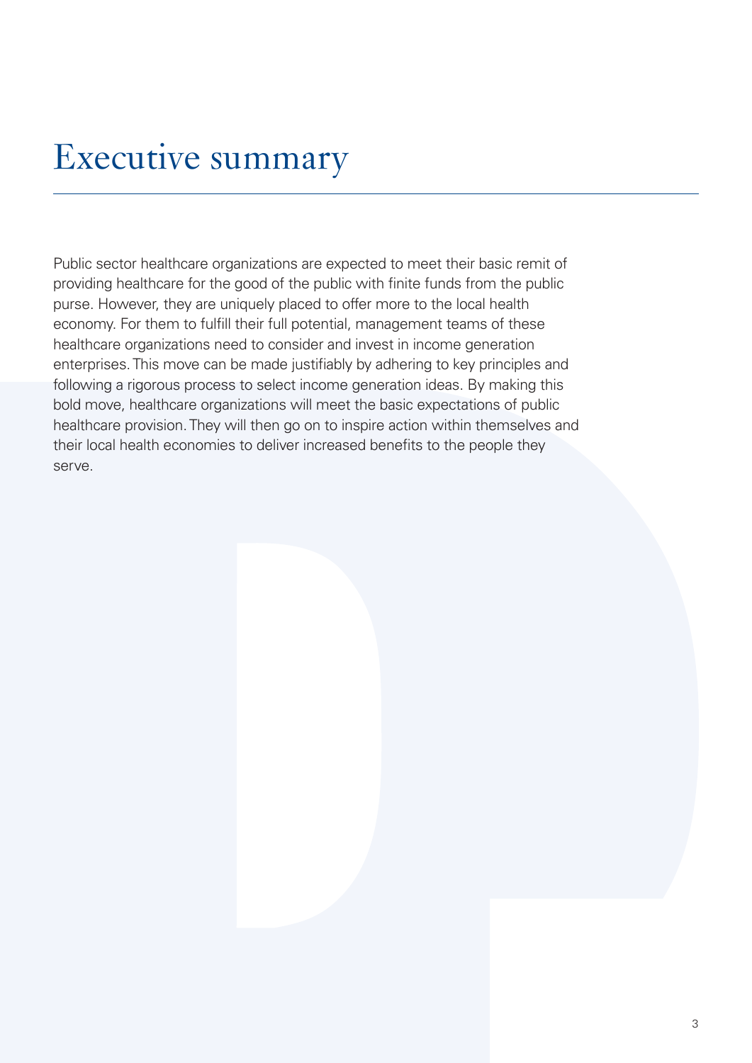# Executive summary

Public sector healthcare organizations are expected to meet their basic remit of providing healthcare for the good of the public with finite funds from the public purse. However, they are uniquely placed to offer more to the local health economy. For them to fulfill their full potential, management teams of these healthcare organizations need to consider and invest in income generation enterprises. This move can be made justifiably by adhering to key principles and following a rigorous process to select income generation ideas. By making this bold move, healthcare organizations will meet the basic expectations of public healthcare provision. They will then go on to inspire action within themselves and their local health economies to deliver increased benefits to the people they serve.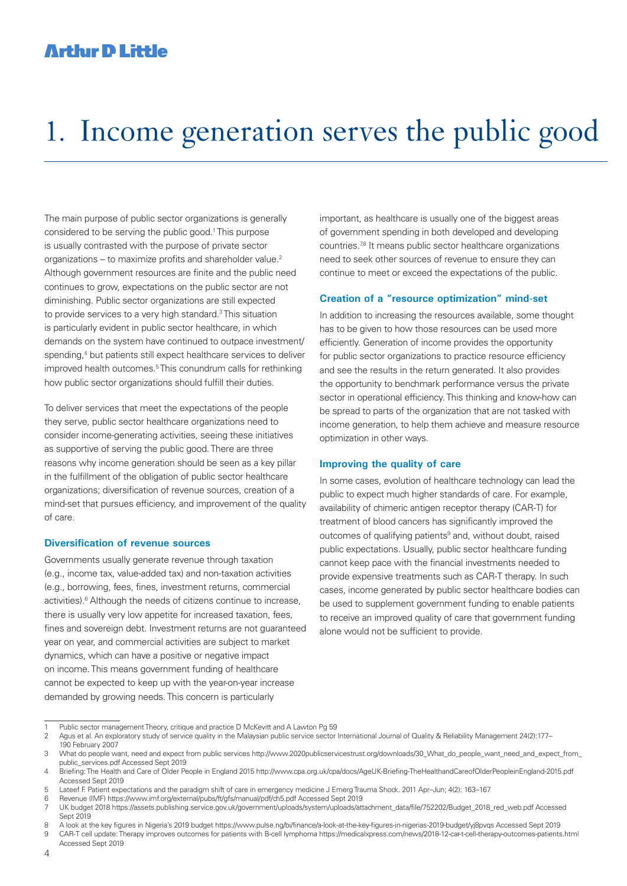# 1. Income generation serves the public good

The main purpose of public sector organizations is generally considered to be serving the public good.[1] This purpose is usually contrasted with the purpose of private sector organizations – to maximize profits and shareholder value.[2] Although government resources are finite and the public need continues to grow, expectations on the public sector are not diminishing. Public sector organizations are still expected to provide services to a very high standard.[3] This situation is particularly evident in public sector healthcare, in which demands on the system have continued to outpace investment/spending,[4] but patients still expect healthcare services to deliver improved health outcomes.[5] This conundrum calls for rethinking how public sector organizations should fulfill their duties.

To deliver services that meet the expectations of the people they serve, public sector healthcare organizations need to consider income-generating activities, seeing these initiatives as supportive of serving the public good. There are three reasons why income generation should be seen as a key pillar in the fulfillment of the obligation of public sector healthcare organizations; diversification of revenue sources, creation of a mind-set that pursues efficiency, and improvement of the quality of care.

### Diversification of revenue sources

Governments usually generate revenue through taxation (e.g., income tax, value-added tax) and non-taxation activities (e.g., borrowing, fees, fines, investment returns, commercial activities).[6] Although the needs of citizens continue to increase, there is usually very low appetite for increased taxation, fees, fines and sovereign debt. Investment returns are not guaranteed year on year, and commercial activities are subject to market dynamics, which can have a positive or negative impact on income. This means government funding of healthcare cannot be expected to keep up with the year-on-year increase demanded by growing needs. This concern is particularly important, as healthcare is usually one of the biggest areas of government spending in both developed and developing countries.[7,8] It means public sector healthcare organizations need to seek other sources of revenue to ensure they can continue to meet or exceed the expectations of the public.

### Creation of a "resource optimization" mind-set

In addition to increasing the resources available, some thought has to be given to how those resources can be used more efficiently. Generation of income provides the opportunity for public sector organizations to practice resource efficiency and see the results in the return generated. It also provides the opportunity to benchmark performance versus the private sector in operational efficiency. This thinking and know-how can be spread to parts of the organization that are not tasked with income generation, to help them achieve and measure resource optimization in other ways.

### Improving the quality of care

In some cases, evolution of healthcare technology can lead the public to expect much higher standards of care. For example, availability of chimeric antigen receptor therapy (CAR-T) for treatment of blood cancers has significantly improved the outcomes of qualifying patients[9] and, without doubt, raised public expectations. Usually, public sector healthcare funding cannot keep pace with the financial investments needed to provide expensive treatments such as CAR-T therapy. In such cases, income generated by public sector healthcare bodies can be used to supplement government funding to enable patients to receive an improved quality of care that government funding alone would not be sufficient to provide.

---

1 Public sector management Theory, critique and practice D McKevitt and A Lawton Pg 59

2 Agus et al. An exploratory study of service quality in the Malaysian public service sector International Journal of Quality & Reliability Management 24(2):177–190 February 2007

3 What do people want, need and expect from public services http://www.2020publicservicestrust.org/downloads/30_What_do_people_want_need_and_expect_from_public_services.pdf Accessed Sept 2019

4 Briefing: The Health and Care of Older People in England 2015 http://www.cpa.org.uk/cpa/docs/AgeUK-Briefing-TheHealthandCareofOlderPeopleinEngland-2015.pdf Accessed Sept 2019

5 Lateef F. Patient expectations and the paradigm shift of care in emergency medicine J Emerg Trauma Shock. 2011 Apr–Jun; 4(2): 163–167

6 Revenue (IMF) https://www.imf.org/external/pubs/ft/gfs/manual/pdf/ch5.pdf Accessed Sept 2019

7 UK budget 2018 https://assets.publishing.service.gov.uk/government/uploads/system/uploads/attachment_data/file/752202/Budget_2018_red_web.pdf Accessed Sept 2019

8 A look at the key figures in Nigeria's 2019 budget https://www.pulse.ng/bi/finance/a-look-at-the-key-figures-in-nigerias-2019-budget/yj8pvqs Accessed Sept 2019

9 CAR-T cell update: Therapy improves outcomes for patients with B-cell lymphoma https://medicalxpress.com/news/2018-12-car-t-cell-therapy-outcomes-patients.html Accessed Sept 2019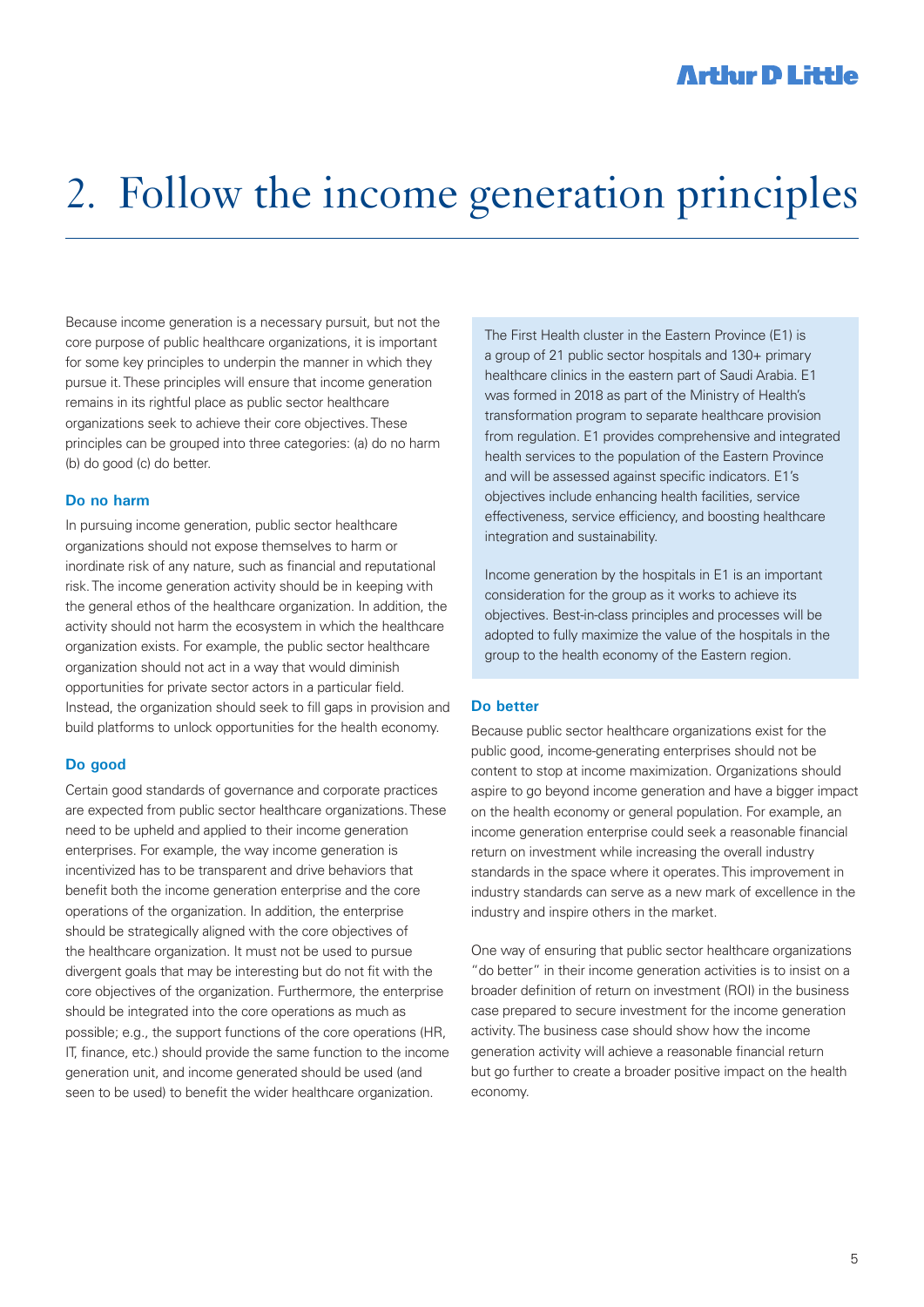# 2. Follow the income generation principles

Because income generation is a necessary pursuit, but not the core purpose of public healthcare organizations, it is important for some key principles to underpin the manner in which they pursue it. These principles will ensure that income generation remains in its rightful place as public sector healthcare organizations seek to achieve their core objectives. These principles can be grouped into three categories: (a) do no harm (b) do good (c) do better.

### Do no harm

In pursuing income generation, public sector healthcare organizations should not expose themselves to harm or inordinate risk of any nature, such as financial and reputational risk. The income generation activity should be in keeping with the general ethos of the healthcare organization. In addition, the activity should not harm the ecosystem in which the healthcare organization exists. For example, the public sector healthcare organization should not act in a way that would diminish opportunities for private sector actors in a particular field. Instead, the organization should seek to fill gaps in provision and build platforms to unlock opportunities for the health economy.

### Do good

Certain good standards of governance and corporate practices are expected from public sector healthcare organizations. These need to be upheld and applied to their income generation enterprises. For example, the way income generation is incentivized has to be transparent and drive behaviors that benefit both the income generation enterprise and the core operations of the organization. In addition, the enterprise should be strategically aligned with the core objectives of the healthcare organization. It must not be used to pursue divergent goals that may be interesting but do not fit with the core objectives of the organization. Furthermore, the enterprise should be integrated into the core operations as much as possible; e.g., the support functions of the core operations (HR, IT, finance, etc.) should provide the same function to the income generation unit, and income generated should be used (and seen to be used) to benefit the wider healthcare organization.

The First Health cluster in the Eastern Province (E1) is a group of 21 public sector hospitals and 130+ primary healthcare clinics in the eastern part of Saudi Arabia. E1 was formed in 2018 as part of the Ministry of Health's transformation program to separate healthcare provision from regulation. E1 provides comprehensive and integrated health services to the population of the Eastern Province and will be assessed against specific indicators. E1's objectives include enhancing health facilities, service effectiveness, service efficiency, and boosting healthcare integration and sustainability.

Income generation by the hospitals in E1 is an important consideration for the group as it works to achieve its objectives. Best-in-class principles and processes will be adopted to fully maximize the value of the hospitals in the group to the health economy of the Eastern region.

### Do better

Because public sector healthcare organizations exist for the public good, income-generating enterprises should not be content to stop at income maximization. Organizations should aspire to go beyond income generation and have a bigger impact on the health economy or general population. For example, an income generation enterprise could seek a reasonable financial return on investment while increasing the overall industry standards in the space where it operates. This improvement in industry standards can serve as a new mark of excellence in the industry and inspire others in the market.

One way of ensuring that public sector healthcare organizations "do better" in their income generation activities is to insist on a broader definition of return on investment (ROI) in the business case prepared to secure investment for the income generation activity. The business case should show how the income generation activity will achieve a reasonable financial return but go further to create a broader positive impact on the health economy.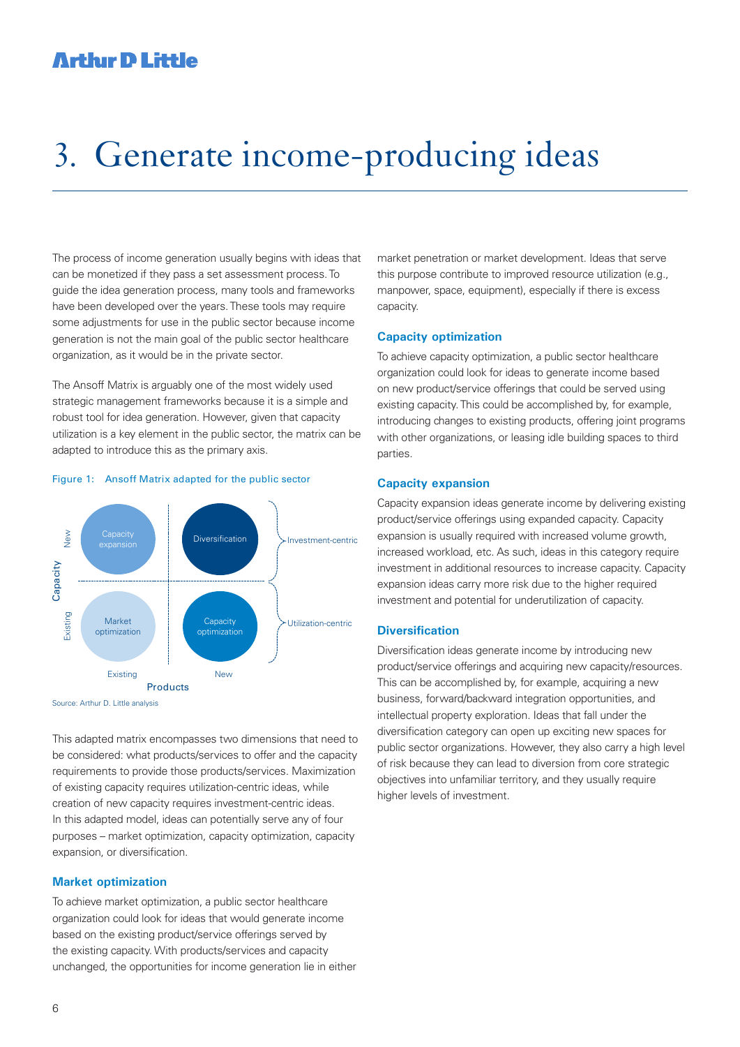# 3. Generate income-producing ideas

The process of income generation usually begins with ideas that can be monetized if they pass a set assessment process. To guide the idea generation process, many tools and frameworks have been developed over the years. These tools may require some adjustments for use in the public sector because income generation is not the main goal of the public sector healthcare organization, as it would be in the private sector.

The Ansoff Matrix is arguably one of the most widely used strategic management frameworks because it is a simple and robust tool for idea generation. However, given that capacity utilization is a key element in the public sector, the matrix can be adapted to introduce this as the primary axis.

Figure 1: Ansoff Matrix adapted for the public sector

| Capacity \ Products | Existing | New | |
|---|---|---|---|
| New | Capacity expansion | Diversification | Investment-centric |
| Existing | Market optimization | Capacity optimization | Utilization-centric |

Source: Arthur D. Little analysis

This adapted matrix encompasses two dimensions that need to be considered: what products/services to offer and the capacity requirements to provide those products/services. Maximization of existing capacity requires utilization-centric ideas, while creation of new capacity requires investment-centric ideas. In this adapted model, ideas can potentially serve any of four purposes – market optimization, capacity optimization, capacity expansion, or diversification.

### Market optimization

To achieve market optimization, a public sector healthcare organization could look for ideas that would generate income based on the existing product/service offerings served by the existing capacity. With products/services and capacity unchanged, the opportunities for income generation lie in either market penetration or market development. Ideas that serve this purpose contribute to improved resource utilization (e.g., manpower, space, equipment), especially if there is excess capacity.

### Capacity optimization

To achieve capacity optimization, a public sector healthcare organization could look for ideas to generate income based on new product/service offerings that could be served using existing capacity. This could be accomplished by, for example, introducing changes to existing products, offering joint programs with other organizations, or leasing idle building spaces to third parties.

### Capacity expansion

Capacity expansion ideas generate income by delivering existing product/service offerings using expanded capacity. Capacity expansion is usually required with increased volume growth, increased workload, etc. As such, ideas in this category require investment in additional resources to increase capacity. Capacity expansion ideas carry more risk due to the higher required investment and potential for underutilization of capacity.

### Diversification

Diversification ideas generate income by introducing new product/service offerings and acquiring new capacity/resources. This can be accomplished by, for example, acquiring a new business, forward/backward integration opportunities, and intellectual property exploration. Ideas that fall under the diversification category can open up exciting new spaces for public sector organizations. However, they also carry a high level of risk because they can lead to diversion from core strategic objectives into unfamiliar territory, and they usually require higher levels of investment.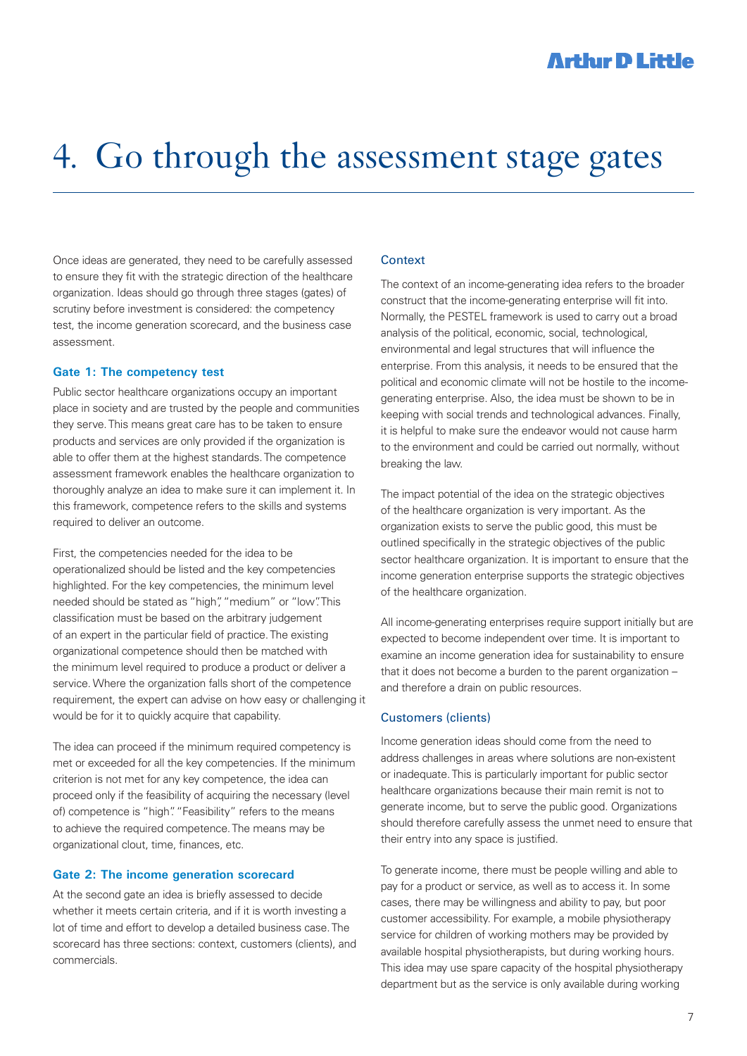# 4. Go through the assessment stage gates

Once ideas are generated, they need to be carefully assessed to ensure they fit with the strategic direction of the healthcare organization. Ideas should go through three stages (gates) of scrutiny before investment is considered: the competency test, the income generation scorecard, and the business case assessment.

### Gate 1: The competency test

Public sector healthcare organizations occupy an important place in society and are trusted by the people and communities they serve. This means great care has to be taken to ensure products and services are only provided if the organization is able to offer them at the highest standards. The competence assessment framework enables the healthcare organization to thoroughly analyze an idea to make sure it can implement it. In this framework, competence refers to the skills and systems required to deliver an outcome.

First, the competencies needed for the idea to be operationalized should be listed and the key competencies highlighted. For the key competencies, the minimum level needed should be stated as "high", "medium" or "low". This classification must be based on the arbitrary judgement of an expert in the particular field of practice. The existing organizational competence should then be matched with the minimum level required to produce a product or deliver a service. Where the organization falls short of the competence requirement, the expert can advise on how easy or challenging it would be for it to quickly acquire that capability.

The idea can proceed if the minimum required competency is met or exceeded for all the key competencies. If the minimum criterion is not met for any key competence, the idea can proceed only if the feasibility of acquiring the necessary (level of) competence is "high". "Feasibility" refers to the means to achieve the required competence. The means may be organizational clout, time, finances, etc.

### Gate 2: The income generation scorecard

At the second gate an idea is briefly assessed to decide whether it meets certain criteria, and if it is worth investing a lot of time and effort to develop a detailed business case. The scorecard has three sections: context, customers (clients), and commercials.

#### Context

The context of an income-generating idea refers to the broader construct that the income-generating enterprise will fit into. Normally, the PESTEL framework is used to carry out a broad analysis of the political, economic, social, technological, environmental and legal structures that will influence the enterprise. From this analysis, it needs to be ensured that the political and economic climate will not be hostile to the income-generating enterprise. Also, the idea must be shown to be in keeping with social trends and technological advances. Finally, it is helpful to make sure the endeavor would not cause harm to the environment and could be carried out normally, without breaking the law.

The impact potential of the idea on the strategic objectives of the healthcare organization is very important. As the organization exists to serve the public good, this must be outlined specifically in the strategic objectives of the public sector healthcare organization. It is important to ensure that the income generation enterprise supports the strategic objectives of the healthcare organization.

All income-generating enterprises require support initially but are expected to become independent over time. It is important to examine an income generation idea for sustainability to ensure that it does not become a burden to the parent organization – and therefore a drain on public resources.

#### Customers (clients)

Income generation ideas should come from the need to address challenges in areas where solutions are non-existent or inadequate. This is particularly important for public sector healthcare organizations because their main remit is not to generate income, but to serve the public good. Organizations should therefore carefully assess the unmet need to ensure that their entry into any space is justified.

To generate income, there must be people willing and able to pay for a product or service, as well as to access it. In some cases, there may be willingness and ability to pay, but poor customer accessibility. For example, a mobile physiotherapy service for children of working mothers may be provided by available hospital physiotherapists, but during working hours. This idea may use spare capacity of the hospital physiotherapy department but as the service is only available during working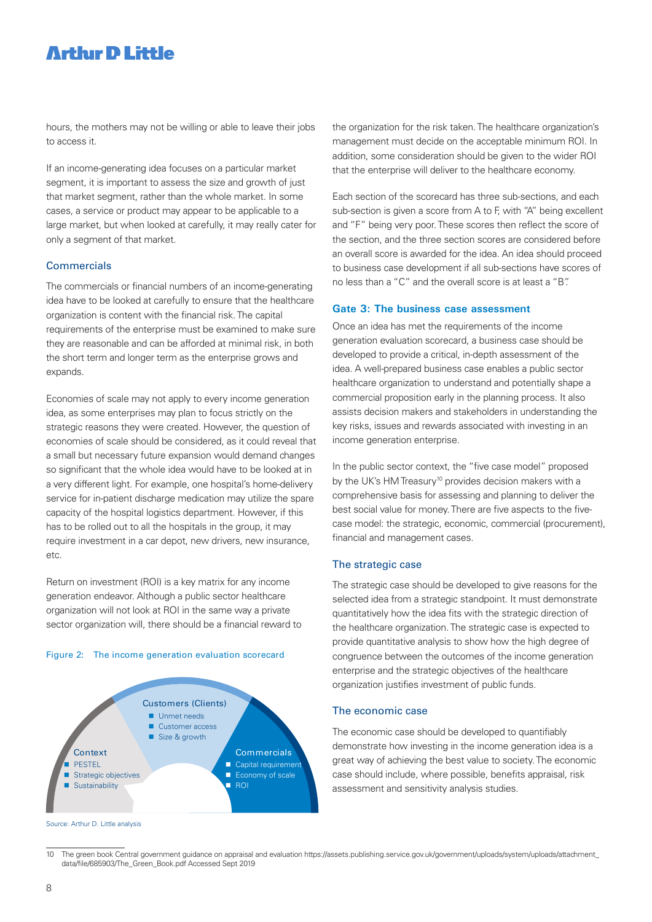hours, the mothers may not be willing or able to leave their jobs to access it.

If an income-generating idea focuses on a particular market segment, it is important to assess the size and growth of just that market segment, rather than the whole market. In some cases, a service or product may appear to be applicable to a large market, but when looked at carefully, it may really cater for only a segment of that market.

### Commercials

The commercials or financial numbers of an income-generating idea have to be looked at carefully to ensure that the healthcare organization is content with the financial risk. The capital requirements of the enterprise must be examined to make sure they are reasonable and can be afforded at minimal risk, in both the short term and longer term as the enterprise grows and expands.

Economies of scale may not apply to every income generation idea, as some enterprises may plan to focus strictly on the strategic reasons they were created. However, the question of economies of scale should be considered, as it could reveal that a small but necessary future expansion would demand changes so significant that the whole idea would have to be looked at in a very different light. For example, one hospital's home-delivery service for in-patient discharge medication may utilize the spare capacity of the hospital logistics department. However, if this has to be rolled out to all the hospitals in the group, it may require investment in a car depot, new drivers, new insurance, etc.

Return on investment (ROI) is a key matrix for any income generation endeavor. Although a public sector healthcare organization will not look at ROI in the same way a private sector organization will, there should be a financial reward to the organization for the risk taken. The healthcare organization's management must decide on the acceptable minimum ROI. In addition, some consideration should be given to the wider ROI that the enterprise will deliver to the healthcare economy.

Figure 2: The income generation evaluation scorecard

- Customers (Clients)
  - Unmet needs
  - Customer access
  - Size & growth
- Context
  - PESTEL
  - Strategic objectives
  - Sustainability
- Commercials
  - Capital requirement
  - Economy of scale
  - ROI

Source: Arthur D. Little analysis

Each section of the scorecard has three sub-sections, and each sub-section is given a score from A to F, with "A" being excellent and "F" being very poor. These scores then reflect the score of the section, and the three section scores are considered before an overall score is awarded for the idea. An idea should proceed to business case development if all sub-sections have scores of no less than a "C" and the overall score is at least a "B".

## Gate 3: The business case assessment

Once an idea has met the requirements of the income generation evaluation scorecard, a business case should be developed to provide a critical, in-depth assessment of the idea. A well-prepared business case enables a public sector healthcare organization to understand and potentially shape a commercial proposition early in the planning process. It also assists decision makers and stakeholders in understanding the key risks, issues and rewards associated with investing in an income generation enterprise.

In the public sector context, the "five case model" proposed by the UK's HM Treasury[10] provides decision makers with a comprehensive basis for assessing and planning to deliver the best social value for money. There are five aspects to the five-case model: the strategic, economic, commercial (procurement), financial and management cases.

### The strategic case

The strategic case should be developed to give reasons for the selected idea from a strategic standpoint. It must demonstrate quantitatively how the idea fits with the strategic direction of the healthcare organization. The strategic case is expected to provide quantitative analysis to show how the high degree of congruence between the outcomes of the income generation enterprise and the strategic objectives of the healthcare organization justifies investment of public funds.

### The economic case

The economic case should be developed to quantifiably demonstrate how investing in the income generation idea is a great way of achieving the best value to society. The economic case should include, where possible, benefits appraisal, risk assessment and sensitivity analysis studies.

---

10 The green book Central government guidance on appraisal and evaluation https://assets.publishing.service.gov.uk/government/uploads/system/uploads/attachment_data/file/685903/The_Green_Book.pdf Accessed Sept 2019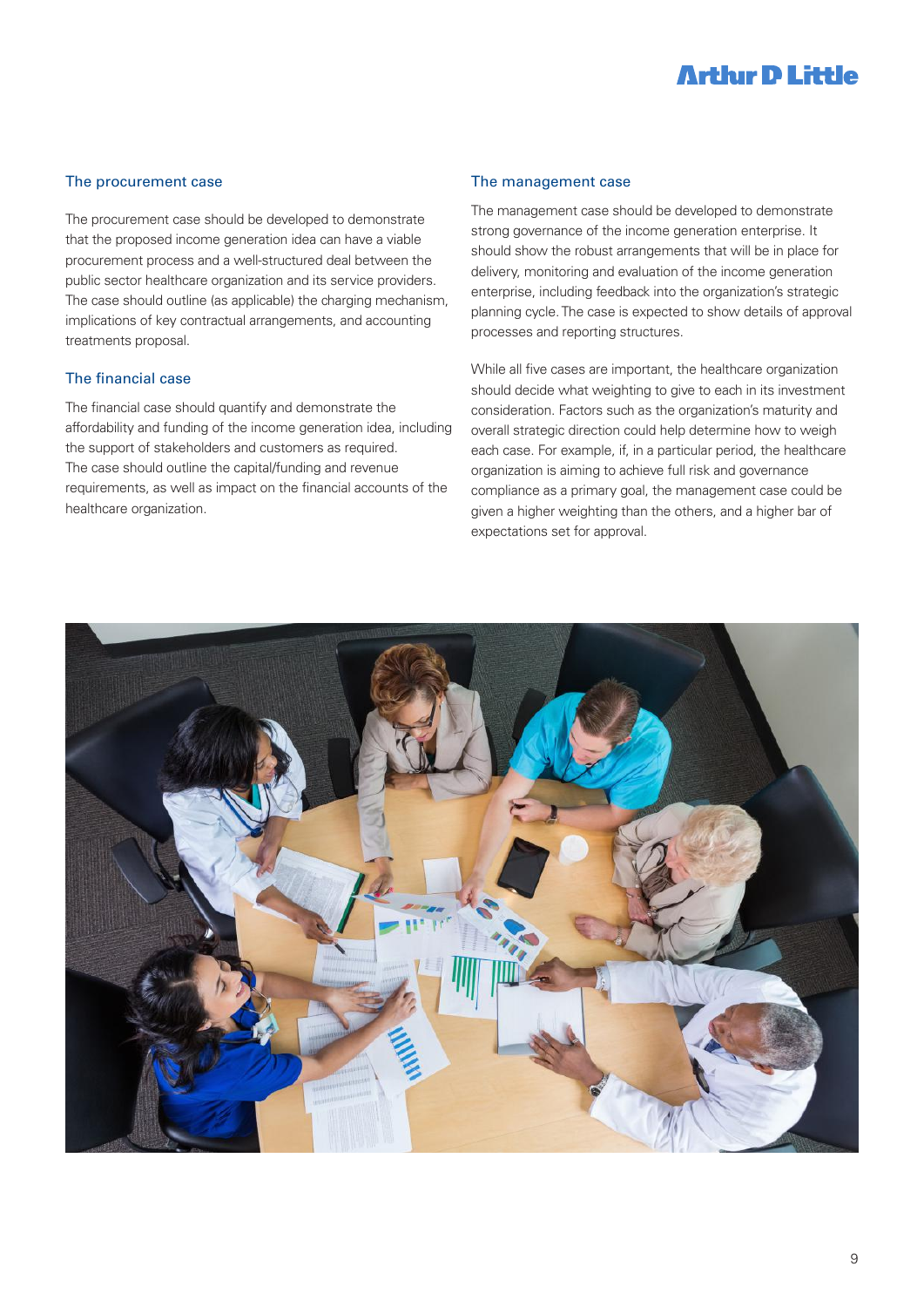### The procurement case

The procurement case should be developed to demonstrate that the proposed income generation idea can have a viable procurement process and a well-structured deal between the public sector healthcare organization and its service providers. The case should outline (as applicable) the charging mechanism, implications of key contractual arrangements, and accounting treatments proposal.

### The financial case

The financial case should quantify and demonstrate the affordability and funding of the income generation idea, including the support of stakeholders and customers as required. The case should outline the capital/funding and revenue requirements, as well as impact on the financial accounts of the healthcare organization.

### The management case

The management case should be developed to demonstrate strong governance of the income generation enterprise. It should show the robust arrangements that will be in place for delivery, monitoring and evaluation of the income generation enterprise, including feedback into the organization's strategic planning cycle. The case is expected to show details of approval processes and reporting structures.

While all five cases are important, the healthcare organization should decide what weighting to give to each in its investment consideration. Factors such as the organization's maturity and overall strategic direction could help determine how to weigh each case. For example, if, in a particular period, the healthcare organization is aiming to achieve full risk and governance compliance as a primary goal, the management case could be given a higher weighting than the others, and a higher bar of expectations set for approval.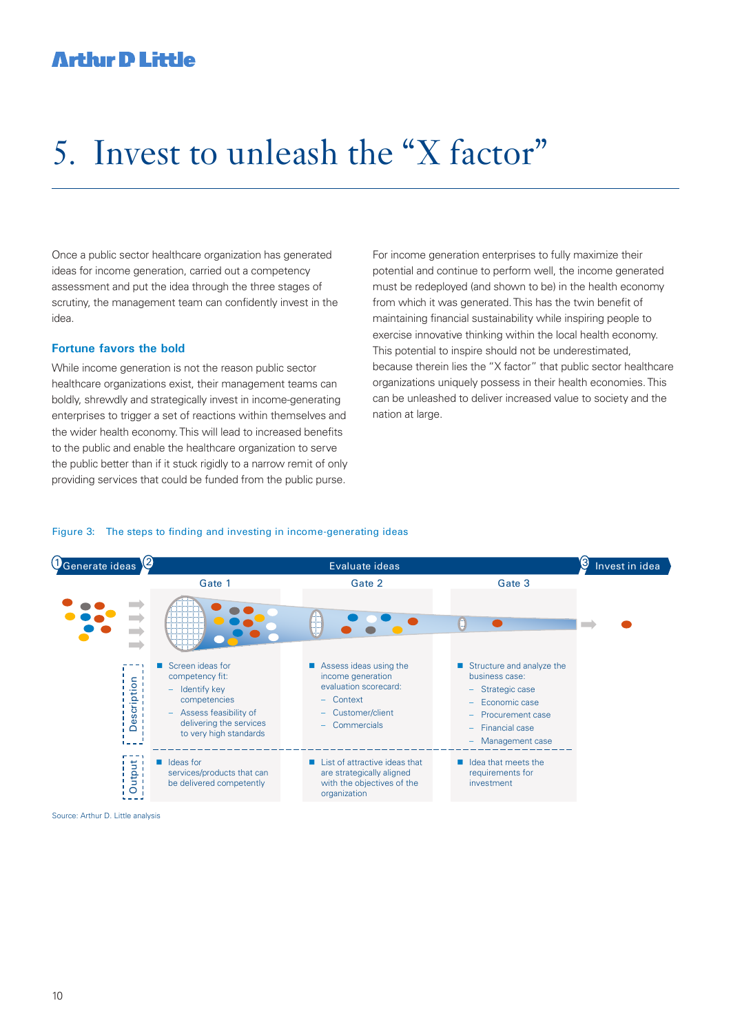# 5. Invest to unleash the "X factor"

Once a public sector healthcare organization has generated ideas for income generation, carried out a competency assessment and put the idea through the three stages of scrutiny, the management team can confidently invest in the idea.

### Fortune favors the bold

While income generation is not the reason public sector healthcare organizations exist, their management teams can boldly, shrewdly and strategically invest in income-generating enterprises to trigger a set of reactions within themselves and the wider health economy. This will lead to increased benefits to the public and enable the healthcare organization to serve the public better than if it stuck rigidly to a narrow remit of only providing services that could be funded from the public purse.

For income generation enterprises to fully maximize their potential and continue to perform well, the income generated must be redeployed (and shown to be) in the health economy from which it was generated. This has the twin benefit of maintaining financial sustainability while inspiring people to exercise innovative thinking within the local health economy. This potential to inspire should not be underestimated, because therein lies the "X factor" that public sector healthcare organizations uniquely possess in their health economies. This can be unleashed to deliver increased value to society and the nation at large.

Figure 3: The steps to finding and investing in income-generating ideas

| ① Generate ideas | ② Evaluate ideas | | | ③ Invest in idea |
|---|---|---|---|---|
| | Gate 1 | Gate 2 | Gate 3 | |
| Description | ■ Screen ideas for competency fit:<br>– Identify key competencies<br>– Assess feasibility of delivering the services to very high standards | ■ Assess ideas using the income generation evaluation scorecard:<br>– Context<br>– Customer/client<br>– Commercials | ■ Structure and analyze the business case:<br>– Strategic case<br>– Economic case<br>– Procurement case<br>– Financial case<br>– Management case | |
| Output | ■ Ideas for services/products that can be delivered competently | ■ List of attractive ideas that are strategically aligned with the objectives of the organization | ■ Idea that meets the requirements for investment | |

Source: Arthur D. Little analysis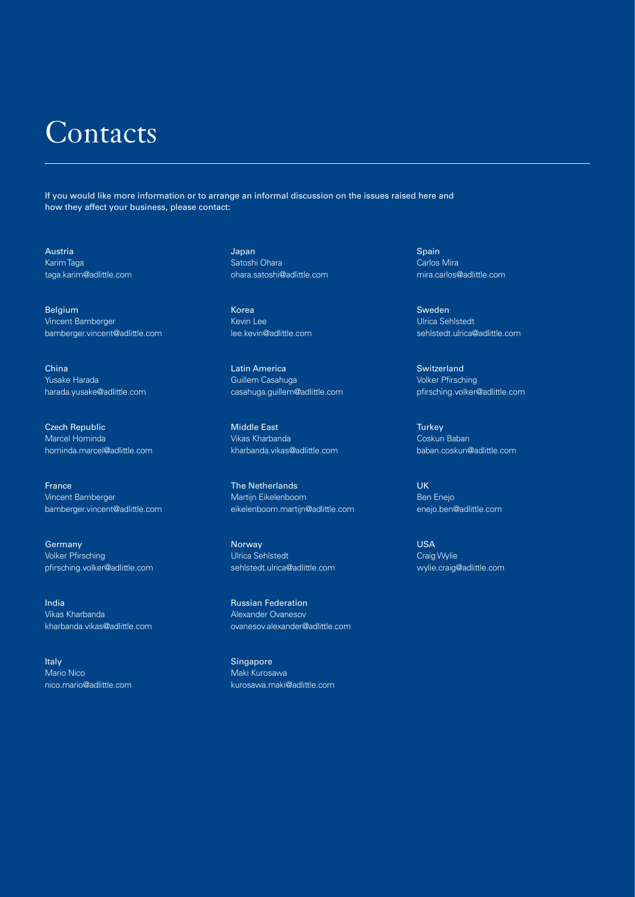# Contacts

If you would like more information or to arrange an informal discussion on the issues raised here and how they affect your business, please contact:

**Austria**
Karim Taga
taga.karim@adlittle.com

**Belgium**
Vincent Bamberger
bamberger.vincent@adlittle.com

**China**
Yusake Harada
harada.yusake@adlittle.com

**Czech Republic**
Marcel Hominda
hominda.marcel@adlittle.com

**France**
Vincent Bamberger
bamberger.vincent@adlittle.com

**Germany**
Volker Pfirsching
pfirsching.volker@adlittle.com

**India**
Vikas Kharbanda
kharbanda.vikas@adlittle.com

**Italy**
Mario Nico
nico.mario@adlittle.com

**Japan**
Satoshi Ohara
ohara.satoshi@adlittle.com

**Korea**
Kevin Lee
lee.kevin@adlittle.com

**Latin America**
Guillem Casahuga
casahuga.guillem@adlittle.com

**Middle East**
Vikas Kharbanda
kharbanda.vikas@adlittle.com

**The Netherlands**
Martijn Eikelenboom
eikelenboom.martijn@adlittle.com

**Norway**
Ulrica Sehlstedt
sehlstedt.ulrica@adlittle.com

**Russian Federation**
Alexander Ovanesov
ovanesov.alexander@adlittle.com

**Singapore**
Maki Kurosawa
kurosawa.maki@adlittle.com

**Spain**
Carlos Mira
mira.carlos@adlittle.com

**Sweden**
Ulrica Sehlstedt
sehlstedt.ulrica@adlittle.com

**Switzerland**
Volker Pfirsching
pfirsching.volker@adlittle.com

**Turkey**
Coskun Baban
baban.coskun@adlittle.com

**UK**
Ben Enejo
enejo.ben@adlittle.com

**USA**
Craig Wylie
wylie.craig@adlittle.com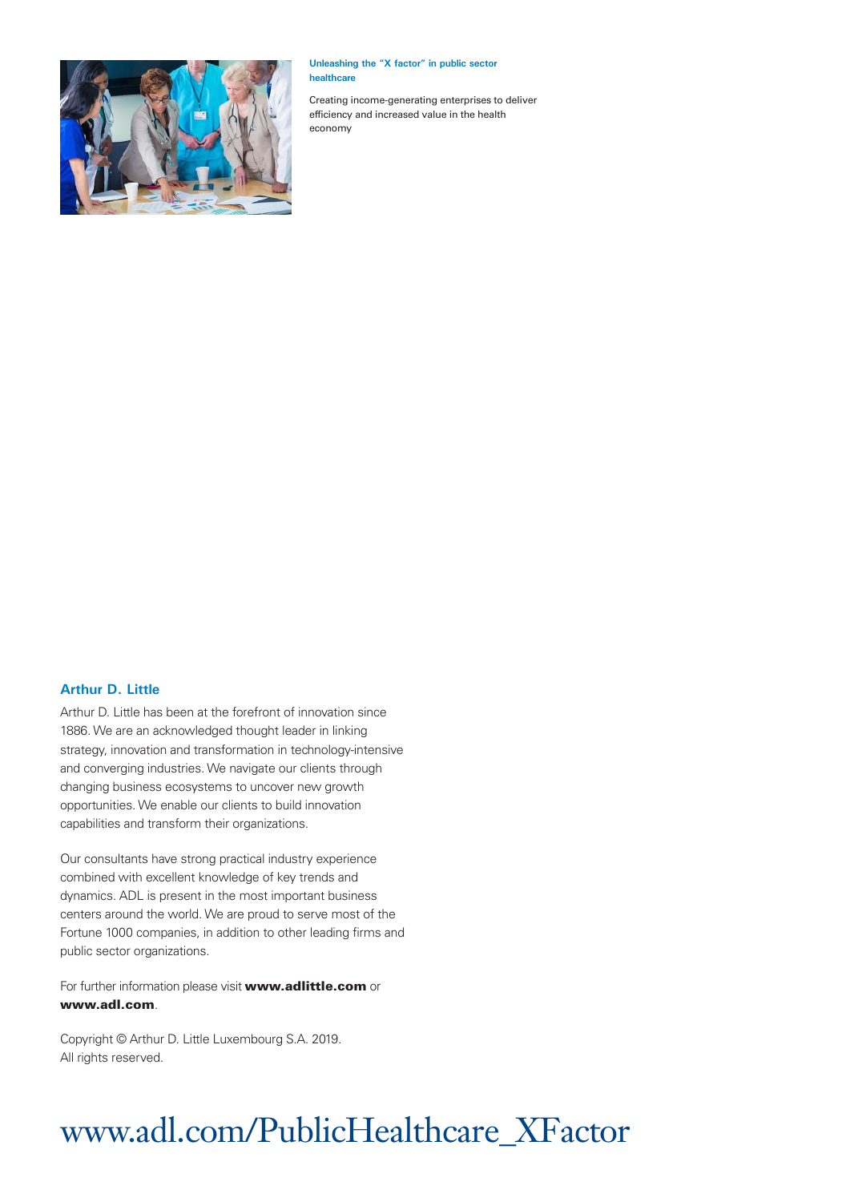**Unleashing the "X factor" in public sector healthcare**

Creating income-generating enterprises to deliver efficiency and increased value in the health economy

## Arthur D. Little

Arthur D. Little has been at the forefront of innovation since 1886. We are an acknowledged thought leader in linking strategy, innovation and transformation in technology-intensive and converging industries. We navigate our clients through changing business ecosystems to uncover new growth opportunities. We enable our clients to build innovation capabilities and transform their organizations.

Our consultants have strong practical industry experience combined with excellent knowledge of key trends and dynamics. ADL is present in the most important business centers around the world. We are proud to serve most of the Fortune 1000 companies, in addition to other leading firms and public sector organizations.

For further information please visit **www.adlittle.com** or **www.adl.com**.

Copyright © Arthur D. Little Luxembourg S.A. 2019.
All rights reserved.

www.adl.com/PublicHealthcare_XFactor